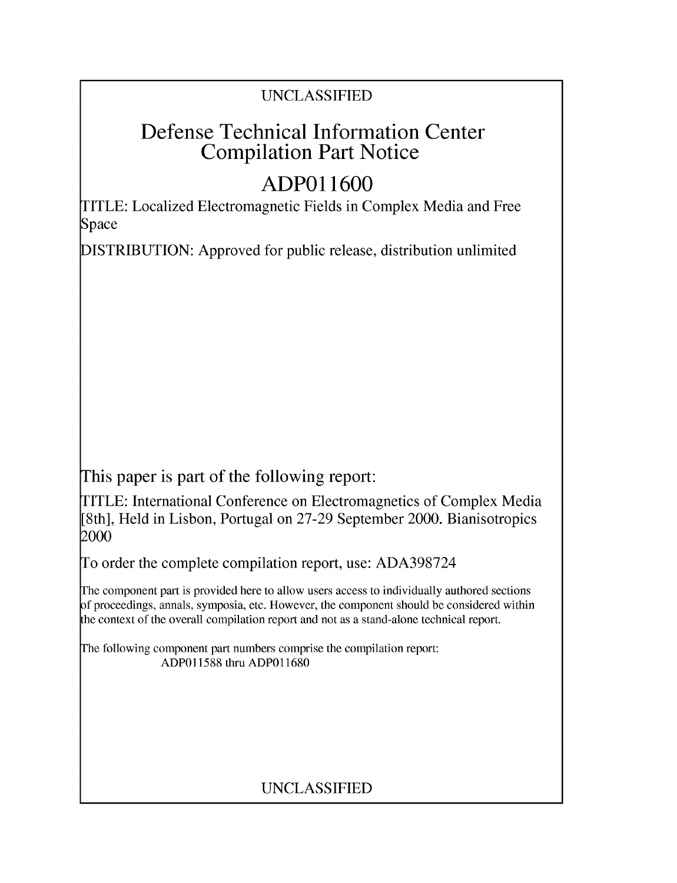UNCLASSIFIED

# Defense Technical Information Center Compilation Part Notice

## ADP011600

TITLE: Localized Electromagnetic Fields in Complex Media and Free Space

DISTRIBUTION: Approved for public release, distribution unlimited

This paper is part of the following report:

TITLE: International Conference on Electromagnetics of Complex Media [8th], Held in Lisbon, Portugal on 27-29 September 2000. Bianisotropics 2000

To order the complete compilation report, use: ADA398724

The component part is provided here to allow users access to individually authored sections of proceedings, annals, symposia, etc. However, the component should be considered within the context of the overall compilation report and not as a stand-alone technical report.

The following component part numbers comprise the compilation report:
ADP011588 thru ADP011680

UNCLASSIFIED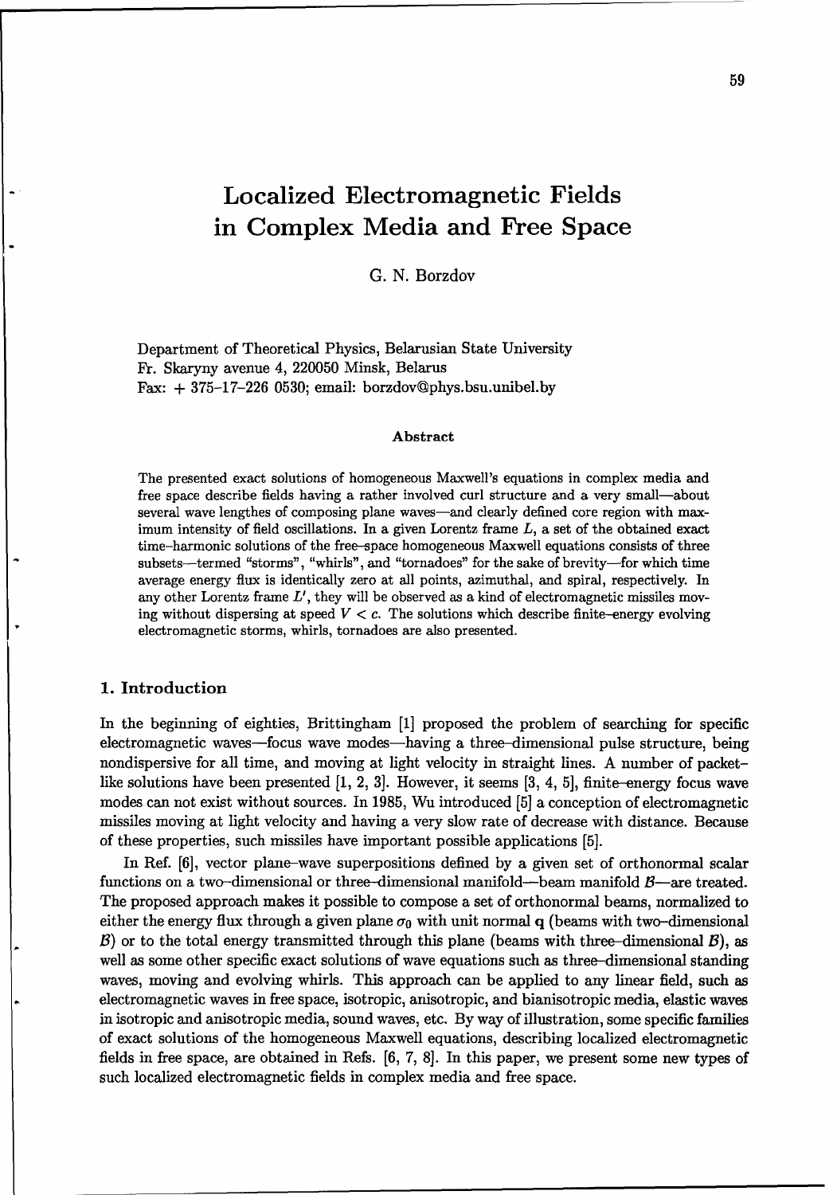# Localized Electromagnetic Fields in Complex Media and Free Space

G. N. Borzdov

Department of Theoretical Physics, Belarusian State University
Fr. Skaryny avenue 4, 220050 Minsk, Belarus
Fax: + 375–17–226 0530; email: borzdov@phys.bsu.unibel.by

### Abstract

The presented exact solutions of homogeneous Maxwell's equations in complex media and free space describe fields having a rather involved curl structure and a very small—about several wave lengthes of composing plane waves—and clearly defined core region with maximum intensity of field oscillations. In a given Lorentz frame $L$, a set of the obtained exact time–harmonic solutions of the free–space homogeneous Maxwell equations consists of three subsets—termed "storms", "whirls", and "tornadoes" for the sake of brevity—for which time average energy flux is identically zero at all points, azimuthal, and spiral, respectively. In any other Lorentz frame $L'$, they will be observed as a kind of electromagnetic missiles moving without dispersing at speed $V < c$. The solutions which describe finite–energy evolving electromagnetic storms, whirls, tornadoes are also presented.

## 1. Introduction

In the beginning of eighties, Brittingham [1] proposed the problem of searching for specific electromagnetic waves—focus wave modes—having a three–dimensional pulse structure, being nondispersive for all time, and moving at light velocity in straight lines. A number of packet-like solutions have been presented [1, 2, 3]. However, it seems [3, 4, 5], finite–energy focus wave modes can not exist without sources. In 1985, Wu introduced [5] a conception of electromagnetic missiles moving at light velocity and having a very slow rate of decrease with distance. Because of these properties, such missiles have important possible applications [5].

In Ref. [6], vector plane–wave superpositions defined by a given set of orthonormal scalar functions on a two–dimensional or three–dimensional manifold—beam manifold $\mathcal{B}$—are treated. The proposed approach makes it possible to compose a set of orthonormal beams, normalized to either the energy flux through a given plane $\sigma_0$ with unit normal $\mathbf{q}$ (beams with two–dimensional $\mathcal{B}$) or to the total energy transmitted through this plane (beams with three–dimensional $\mathcal{B}$), as well as some other specific exact solutions of wave equations such as three–dimensional standing waves, moving and evolving whirls. This approach can be applied to any linear field, such as electromagnetic waves in free space, isotropic, anisotropic, and bianisotropic media, elastic waves in isotropic and anisotropic media, sound waves, etc. By way of illustration, some specific families of exact solutions of the homogeneous Maxwell equations, describing localized electromagnetic fields in free space, are obtained in Refs. [6, 7, 8]. In this paper, we present some new types of such localized electromagnetic fields in complex media and free space.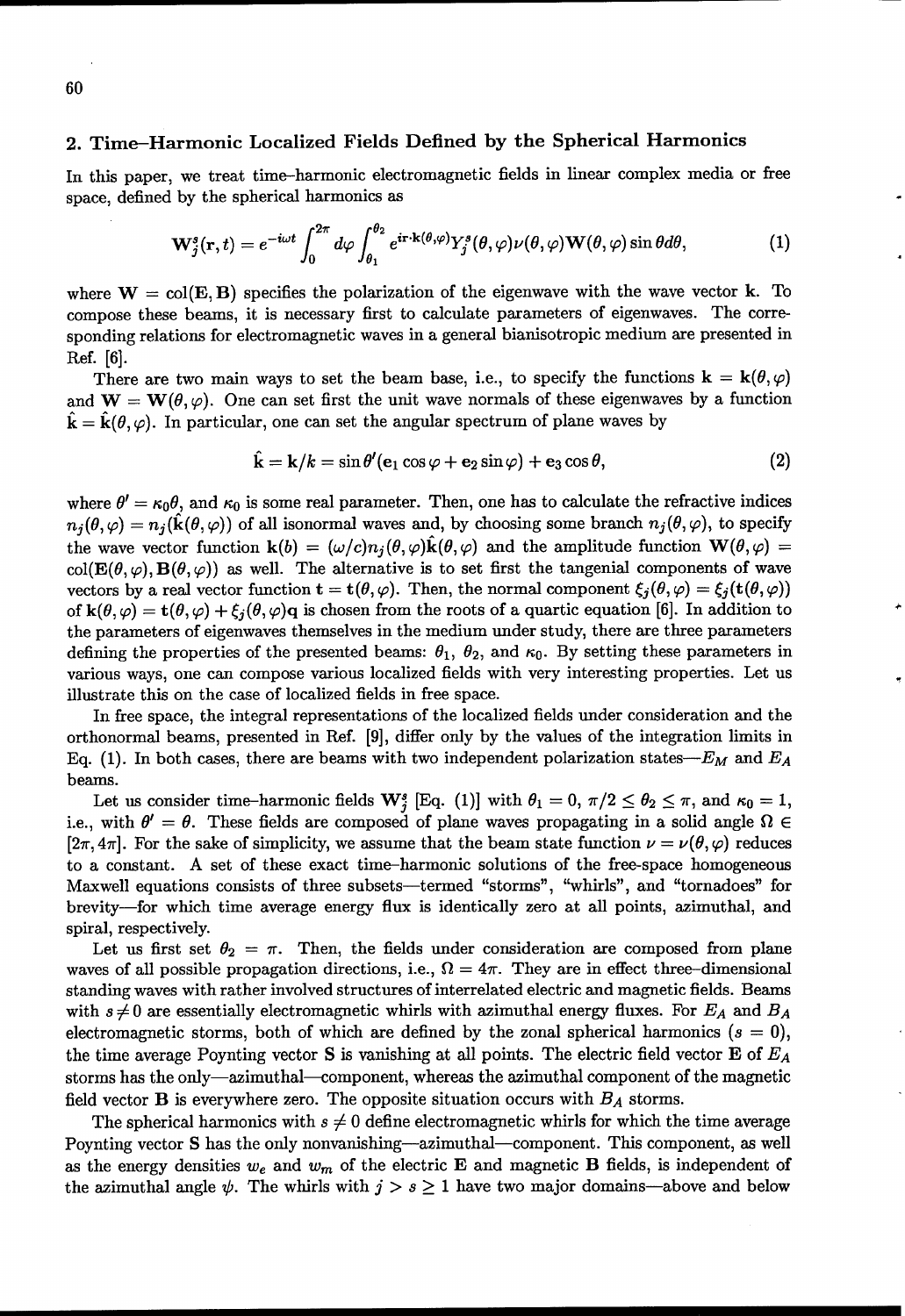## 2. Time–Harmonic Localized Fields Defined by the Spherical Harmonics

In this paper, we treat time–harmonic electromagnetic fields in linear complex media or free space, defined by the spherical harmonics as

$$\mathbf{W}_j^s(\mathbf{r},t) = e^{-i\omega t}\int_0^{2\pi} d\varphi \int_{\theta_1}^{\theta_2} e^{i\mathbf{r}\cdot\mathbf{k}(\theta,\varphi)} Y_j^s(\theta,\varphi)\nu(\theta,\varphi)\mathbf{W}(\theta,\varphi)\sin\theta d\theta, \tag{1}$$

where $\mathbf{W} = \mathrm{col}(\mathbf{E}, \mathbf{B})$ specifies the polarization of the eigenwave with the wave vector $\mathbf{k}$. To compose these beams, it is necessary first to calculate parameters of eigenwaves. The corresponding relations for electromagnetic waves in a general bianisotropic medium are presented in Ref. [6].

There are two main ways to set the beam base, i.e., to specify the functions $\mathbf{k} = \mathbf{k}(\theta,\varphi)$ and $\mathbf{W} = \mathbf{W}(\theta,\varphi)$. One can set first the unit wave normals of these eigenwaves by a function $\hat{\mathbf{k}} = \hat{\mathbf{k}}(\theta,\varphi)$. In particular, one can set the angular spectrum of plane waves by

$$\hat{\mathbf{k}} = \mathbf{k}/k = \sin\theta'(\mathbf{e}_1\cos\varphi + \mathbf{e}_2\sin\varphi) + \mathbf{e}_3\cos\theta, \tag{2}$$

where $\theta' = \kappa_0\theta$, and $\kappa_0$ is some real parameter. Then, one has to calculate the refractive indices $n_j(\theta,\varphi) = n_j(\hat{\mathbf{k}}(\theta,\varphi))$ of all isonormal waves and, by choosing some branch $n_j(\theta,\varphi)$, to specify the wave vector function $\mathbf{k}(b) = (\omega/c)n_j(\theta,\varphi)\hat{\mathbf{k}}(\theta,\varphi)$ and the amplitude function $\mathbf{W}(\theta,\varphi) = \mathrm{col}(\mathbf{E}(\theta,\varphi), \mathbf{B}(\theta,\varphi))$ as well. The alternative is to set first the tangenial components of wave vectors by a real vector function $\mathbf{t} = \mathbf{t}(\theta,\varphi)$. Then, the normal component $\xi_j(\theta,\varphi) = \xi_j(\mathbf{t}(\theta,\varphi))$ of $\mathbf{k}(\theta,\varphi) = \mathbf{t}(\theta,\varphi) + \xi_j(\theta,\varphi)\mathbf{q}$ is chosen from the roots of a quartic equation [6]. In addition to the parameters of eigenwaves themselves in the medium under study, there are three parameters defining the properties of the presented beams: $\theta_1$, $\theta_2$, and $\kappa_0$. By setting these parameters in various ways, one can compose various localized fields with very interesting properties. Let us illustrate this on the case of localized fields in free space.

In free space, the integral representations of the localized fields under consideration and the orthonormal beams, presented in Ref. [9], differ only by the values of the integration limits in Eq. (1). In both cases, there are beams with two independent polarization states—$E_M$ and $E_A$ beams.

Let us consider time–harmonic fields $\mathbf{W}_j^s$ [Eq. (1)] with $\theta_1 = 0$, $\pi/2 \le \theta_2 \le \pi$, and $\kappa_0 = 1$, i.e., with $\theta' = \theta$. These fields are composed of plane waves propagating in a solid angle $\Omega \in [2\pi, 4\pi]$. For the sake of simplicity, we assume that the beam state function $\nu = \nu(\theta,\varphi)$ reduces to a constant. A set of these exact time–harmonic solutions of the free-space homogeneous Maxwell equations consists of three subsets—termed "storms", "whirls", and "tornadoes" for brevity—for which time average energy flux is identically zero at all points, azimuthal, and spiral, respectively.

Let us first set $\theta_2 = \pi$. Then, the fields under consideration are composed from plane waves of all possible propagation directions, i.e., $\Omega = 4\pi$. They are in effect three–dimensional standing waves with rather involved structures of interrelated electric and magnetic fields. Beams with $s \neq 0$ are essentially electromagnetic whirls with azimuthal energy fluxes. For $E_A$ and $B_A$ electromagnetic storms, both of which are defined by the zonal spherical harmonics ($s = 0$), the time average Poynting vector $\mathbf{S}$ is vanishing at all points. The electric field vector $\mathbf{E}$ of $E_A$ storms has the only—azimuthal—component, whereas the azimuthal component of the magnetic field vector $\mathbf{B}$ is everywhere zero. The opposite situation occurs with $B_A$ storms.

The spherical harmonics with $s \neq 0$ define electromagnetic whirls for which the time average Poynting vector $\mathbf{S}$ has the only nonvanishing—azimuthal—component. This component, as well as the energy densities $w_e$ and $w_m$ of the electric $\mathbf{E}$ and magnetic $\mathbf{B}$ fields, is independent of the azimuthal angle $\psi$. The whirls with $j > s \ge 1$ have two major domains—above and below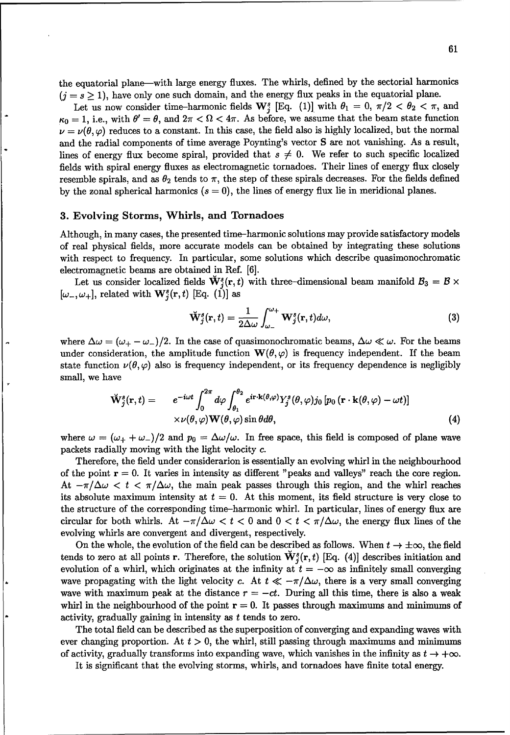the equatorial plane—with large energy fluxes. The whirls, defined by the sectorial harmonics ($j = s \geq 1$), have only one such domain, and the energy flux peaks in the equatorial plane.

Let us now consider time-harmonic fields $\mathbf{W}_j^s$ [Eq. (1)] with $\theta_1 = 0$, $\pi/2 < \theta_2 < \pi$, and $\kappa_0 = 1$, i.e., with $\theta' = \theta$, and $2\pi < \Omega < 4\pi$. As before, we assume that the beam state function $\nu = \nu(\theta, \varphi)$ reduces to a constant. In this case, the field also is highly localized, but the normal and the radial components of time average Poynting's vector $\mathbf{S}$ are not vanishing. As a result, lines of energy flux become spiral, provided that $s \neq 0$. We refer to such specific localized fields with spiral energy fluxes as electromagnetic tornadoes. Their lines of energy flux closely resemble spirals, and as $\theta_2$ tends to $\pi$, the step of these spirals decreases. For the fields defined by the zonal spherical harmonics ($s = 0$), the lines of energy flux lie in meridional planes.

## 3. Evolving Storms, Whirls, and Tornadoes

Although, in many cases, the presented time-harmonic solutions may provide satisfactory models of real physical fields, more accurate models can be obtained by integrating these solutions with respect to frequency. In particular, some solutions which describe quasimonochromatic electromagnetic beams are obtained in Ref. [6].

Let us consider localized fields $\breve{\mathbf{W}}_j^s(\mathbf{r}, t)$ with three-dimensional beam manifold $\mathcal{B}_3 = \mathcal{B} \times [\omega_-, \omega_+]$, related with $\mathbf{W}_j^s(\mathbf{r}, t)$ [Eq. (1)] as

$$\breve{\mathbf{W}}_j^s(\mathbf{r}, t) = \frac{1}{2\Delta\omega} \int_{\omega_-}^{\omega_+} \mathbf{W}_j^s(\mathbf{r}, t) d\omega, \tag{3}$$

where $\Delta\omega = (\omega_+ - \omega_-)/2$. In the case of quasimonochromatic beams, $\Delta\omega \ll \omega$. For the beams under consideration, the amplitude function $\mathbf{W}(\theta, \varphi)$ is frequency independent. If the beam state function $\nu(\theta, \varphi)$ also is frequency independent, or its frequency dependence is negligibly small, we have

$$\begin{aligned}\breve{\mathbf{W}}_j^s(\mathbf{r}, t) = \quad & e^{-i\omega t} \int_0^{2\pi} d\varphi \int_{\theta_1}^{\theta_2} e^{i\mathbf{r}\cdot\mathbf{k}(\theta,\varphi)} Y_j^s(\theta, \varphi) j_0 \left[p_0 \left(\mathbf{r} \cdot \mathbf{k}(\theta, \varphi) - \omega t\right)\right] \\ & \times \nu(\theta, \varphi) \mathbf{W}(\theta, \varphi) \sin\theta d\theta, \end{aligned} \tag{4}$$

where $\omega = (\omega_+ + \omega_-)/2$ and $p_0 = \Delta\omega/\omega$. In free space, this field is composed of plane wave packets radially moving with the light velocity $c$.

Therefore, the field under considerarion is essentially an evolving whirl in the neighbourhood of the point $\mathbf{r} = 0$. It varies in intensity as different "peaks and valleys" reach the core region. At $-\pi/\Delta\omega < t < \pi/\Delta\omega$, the main peak passes through this region, and the whirl reaches its absolute maximum intensity at $t = 0$. At this moment, its field structure is very close to the structure of the corresponding time-harmonic whirl. In particular, lines of energy flux are circular for both whirls. At $-\pi/\Delta\omega < t < 0$ and $0 < t < \pi/\Delta\omega$, the energy flux lines of the evolving whirls are convergent and divergent, respectively.

On the whole, the evolution of the field can be described as follows. When $t \to \pm\infty$, the field tends to zero at all points $\mathbf{r}$. Therefore, the solution $\breve{\mathbf{W}}_j^s(\mathbf{r}, t)$ [Eq. (4)] describes initiation and evolution of a whirl, which originates at the infinity at $t = -\infty$ as infinitely small converging wave propagating with the light velocity $c$. At $t \ll -\pi/\Delta\omega$, there is a very small converging wave with maximum peak at the distance $r = -ct$. During all this time, there is also a weak whirl in the neighbourhood of the point $\mathbf{r} = 0$. It passes through maximums and minimums of activity, gradually gaining in intensity as $t$ tends to zero.

The total field can be described as the superposition of converging and expanding waves with ever changing proportion. At $t > 0$, the whirl, still passing through maximums and minimums of activity, gradually transforms into expanding wave, which vanishes in the infinity as $t \to +\infty$.

It is significant that the evolving storms, whirls, and tornadoes have finite total energy.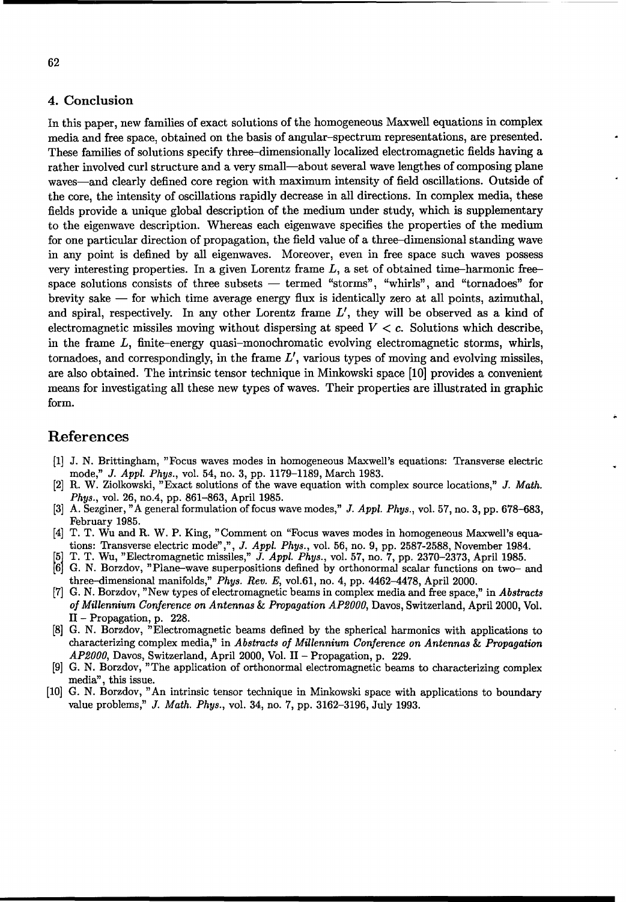## 4. Conclusion

In this paper, new families of exact solutions of the homogeneous Maxwell equations in complex media and free space, obtained on the basis of angular–spectrum representations, are presented. These families of solutions specify three–dimensionally localized electromagnetic fields having a rather involved curl structure and a very small—about several wave lengthes of composing plane waves—and clearly defined core region with maximum intensity of field oscillations. Outside of the core, the intensity of oscillations rapidly decrease in all directions. In complex media, these fields provide a unique global description of the medium under study, which is supplementary to the eigenwave description. Whereas each eigenwave specifies the properties of the medium for one particular direction of propagation, the field value of a three–dimensional standing wave in any point is defined by all eigenwaves. Moreover, even in free space such waves possess very interesting properties. In a given Lorentz frame $L$, a set of obtained time–harmonic free–space solutions consists of three subsets — termed "storms", "whirls", and "tornadoes" for brevity sake — for which time average energy flux is identically zero at all points, azimuthal, and spiral, respectively. In any other Lorentz frame $L'$, they will be observed as a kind of electromagnetic missiles moving without dispersing at speed $V < c$. Solutions which describe, in the frame $L$, finite–energy quasi–monochromatic evolving electromagnetic storms, whirls, tornadoes, and correspondingly, in the frame $L'$, various types of moving and evolving missiles, are also obtained. The intrinsic tensor technique in Minkowski space [10] provides a convenient means for investigating all these new types of waves. Their properties are illustrated in graphic form.

# References

[1] J. N. Brittingham, "Focus waves modes in homogeneous Maxwell's equations: Transverse electric mode," *J. Appl. Phys.*, vol. 54, no. 3, pp. 1179–1189, March 1983.

[2] R. W. Ziolkowski, "Exact solutions of the wave equation with complex source locations," *J. Math. Phys.*, vol. 26, no.4, pp. 861–863, April 1985.

[3] A. Sezginer, "A general formulation of focus wave modes," *J. Appl. Phys.*, vol. 57, no. 3, pp. 678–683, February 1985.

[4] T. T. Wu and R. W. P. King, "Comment on "Focus waves modes in homogeneous Maxwell's equations: Transverse electric mode",", *J. Appl. Phys.*, vol. 56, no. 9, pp. 2587-2588, November 1984.

[5] T. T. Wu, "Electromagnetic missiles," *J. Appl. Phys.*, vol. 57, no. 7, pp. 2370–2373, April 1985.

[6] G. N. Borzdov, "Plane–wave superpositions defined by orthonormal scalar functions on two– and three–dimensional manifolds," *Phys. Rev. E*, vol.61, no. 4, pp. 4462–4478, April 2000.

[7] G. N. Borzdov, "New types of electromagnetic beams in complex media and free space," in ***Abstracts of Millennium Conference on Antennas & Propagation AP2000***, Davos, Switzerland, April 2000, Vol. II – Propagation, p. 228.

[8] G. N. Borzdov, "Electromagnetic beams defined by the spherical harmonics with applications to characterizing complex media," in ***Abstracts of Millennium Conference on Antennas & Propagation AP2000***, Davos, Switzerland, April 2000, Vol. II – Propagation, p. 229.

[9] G. N. Borzdov, "The application of orthonormal electromagnetic beams to characterizing complex media", this issue.

[10] G. N. Borzdov, "An intrinsic tensor technique in Minkowski space with applications to boundary value problems," *J. Math. Phys.*, vol. 34, no. 7, pp. 3162–3196, July 1993.